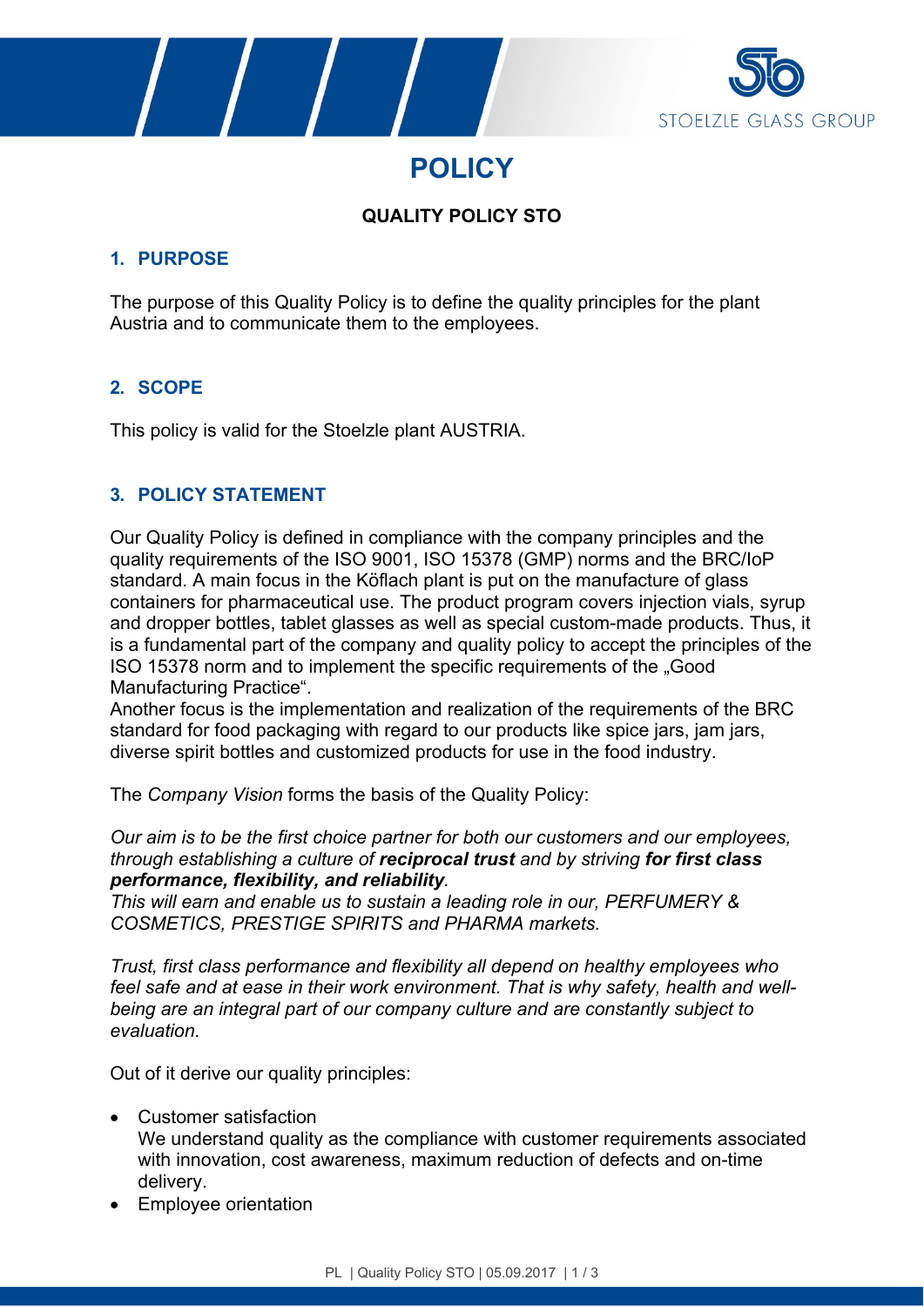# POLICY

**QUALITY POLICY STO**

## 1. PURPOSE

The purpose of this Quality Policy is to define the quality principles for the plant Austria and to communicate them to the employees.

## 2. SCOPE

This policy is valid for the Stoelzle plant AUSTRIA.

## 3. POLICY STATEMENT

Our Quality Policy is defined in compliance with the company principles and the quality requirements of the ISO 9001, ISO 15378 (GMP) norms and the BRC/IoP standard. A main focus in the Köflach plant is put on the manufacture of glass containers for pharmaceutical use. The product program covers injection vials, syrup and dropper bottles, tablet glasses as well as special custom-made products. Thus, it is a fundamental part of the company and quality policy to accept the principles of the ISO 15378 norm and to implement the specific requirements of the „Good Manufacturing Practice".
Another focus is the implementation and realization of the requirements of the BRC standard for food packaging with regard to our products like spice jars, jam jars, diverse spirit bottles and customized products for use in the food industry.

The *Company Vision* forms the basis of the Quality Policy:

*Our aim is to be the first choice partner for both our customers and our employees, through establishing a culture of* ***reciprocal trust*** *and by striving* ***for first class performance, flexibility, and reliability****.*
*This will earn and enable us to sustain a leading role in our, PERFUMERY & COSMETICS, PRESTIGE SPIRITS and PHARMA markets.*

*Trust, first class performance and flexibility all depend on healthy employees who feel safe and at ease in their work environment. That is why safety, health and well-being are an integral part of our company culture and are constantly subject to evaluation.*

Out of it derive our quality principles:

- Customer satisfaction
  We understand quality as the compliance with customer requirements associated with innovation, cost awareness, maximum reduction of defects and on-time delivery.
- Employee orientation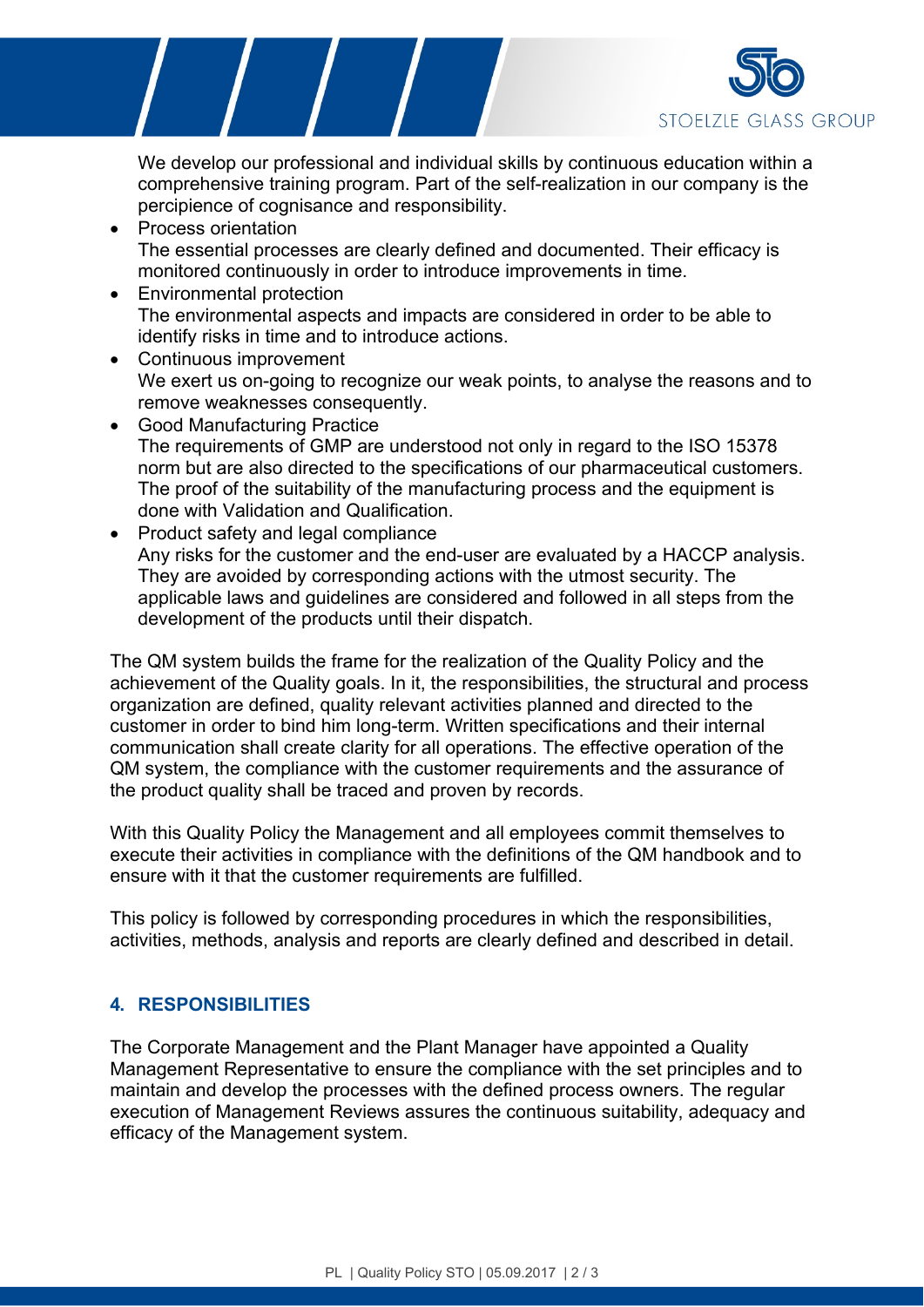We develop our professional and individual skills by continuous education within a comprehensive training program. Part of the self-realization in our company is the percipience of cognisance and responsibility.

- Process orientation
  The essential processes are clearly defined and documented. Their efficacy is monitored continuously in order to introduce improvements in time.
- Environmental protection
  The environmental aspects and impacts are considered in order to be able to identify risks in time and to introduce actions.
- Continuous improvement
  We exert us on-going to recognize our weak points, to analyse the reasons and to remove weaknesses consequently.
- Good Manufacturing Practice
  The requirements of GMP are understood not only in regard to the ISO 15378 norm but are also directed to the specifications of our pharmaceutical customers. The proof of the suitability of the manufacturing process and the equipment is done with Validation and Qualification.
- Product safety and legal compliance
  Any risks for the customer and the end-user are evaluated by a HACCP analysis. They are avoided by corresponding actions with the utmost security. The applicable laws and guidelines are considered and followed in all steps from the development of the products until their dispatch.

The QM system builds the frame for the realization of the Quality Policy and the achievement of the Quality goals. In it, the responsibilities, the structural and process organization are defined, quality relevant activities planned and directed to the customer in order to bind him long-term. Written specifications and their internal communication shall create clarity for all operations. The effective operation of the QM system, the compliance with the customer requirements and the assurance of the product quality shall be traced and proven by records.

With this Quality Policy the Management and all employees commit themselves to execute their activities in compliance with the definitions of the QM handbook and to ensure with it that the customer requirements are fulfilled.

This policy is followed by corresponding procedures in which the responsibilities, activities, methods, analysis and reports are clearly defined and described in detail.

## 4. RESPONSIBILITIES

The Corporate Management and the Plant Manager have appointed a Quality Management Representative to ensure the compliance with the set principles and to maintain and develop the processes with the defined process owners. The regular execution of Management Reviews assures the continuous suitability, adequacy and efficacy of the Management system.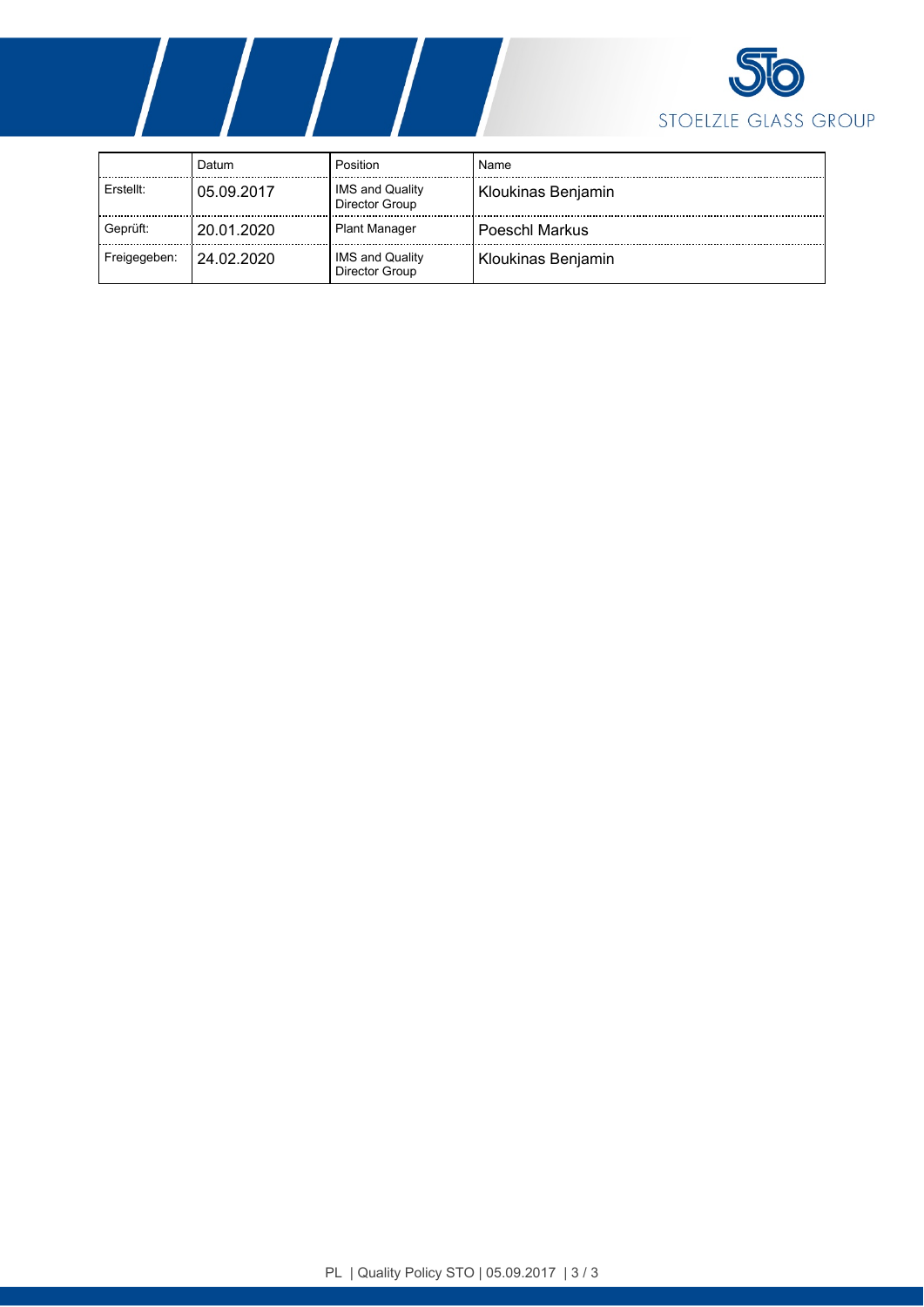| | Datum | Position | Name |
|---|---|---|---|
| Erstellt: | 05.09.2017 | IMS and Quality Director Group | Kloukinas Benjamin |
| Geprüft: | 20.01.2020 | Plant Manager | Poeschl Markus |
| Freigegeben: | 24.02.2020 | IMS and Quality Director Group | Kloukinas Benjamin |